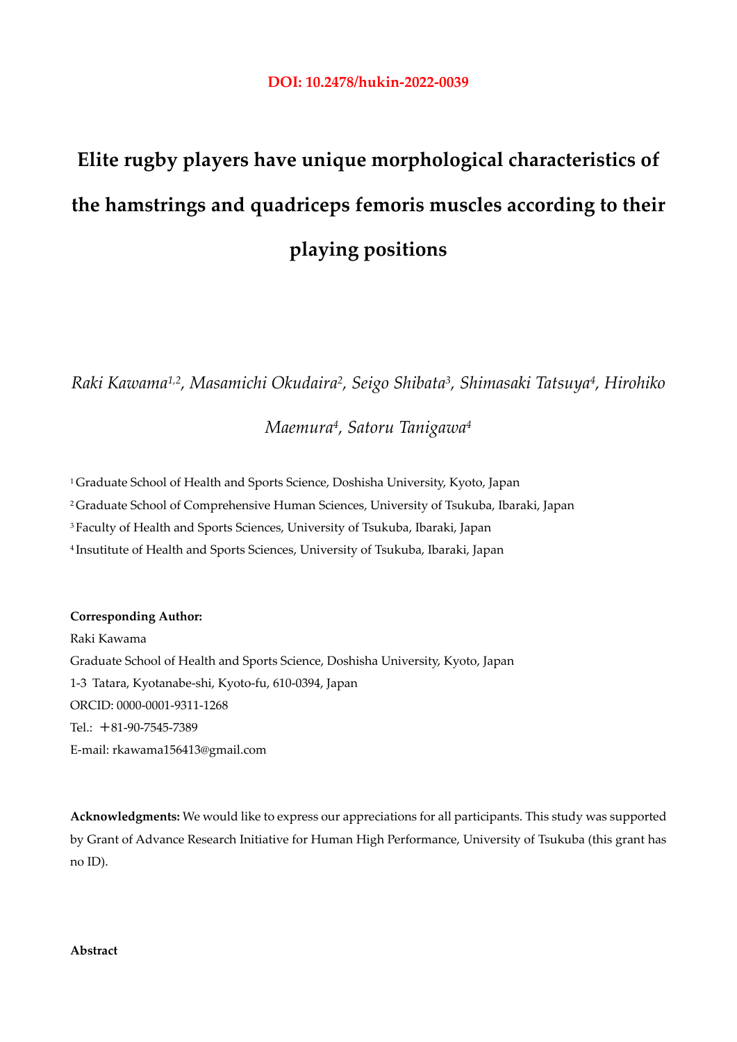**DOI: 10.2478/hukin-2022-0039**

# Elite rugby players have unique morphological characteristics of the hamstrings and quadriceps femoris muscles according to their playing positions

*Raki Kawama[1,2], Masamichi Okudaira[2], Seigo Shibata[3], Shimasaki Tatsuya[4], Hirohiko Maemura[4], Satoru Tanigawa[4]*

[1] Graduate School of Health and Sports Science, Doshisha University, Kyoto, Japan

[2] Graduate School of Comprehensive Human Sciences, University of Tsukuba, Ibaraki, Japan

[3] Faculty of Health and Sports Sciences, University of Tsukuba, Ibaraki, Japan

[4] Insutitute of Health and Sports Sciences, University of Tsukuba, Ibaraki, Japan

**Corresponding Author:**

Raki Kawama

Graduate School of Health and Sports Science, Doshisha University, Kyoto, Japan

1-3 Tatara, Kyotanabe-shi, Kyoto-fu, 610-0394, Japan

ORCID: 0000-0001-9311-1268

Tel.: ＋81-90-7545-7389

E-mail: rkawama156413@gmail.com

**Acknowledgments:** We would like to express our appreciations for all participants. This study was supported by Grant of Advance Research Initiative for Human High Performance, University of Tsukuba (this grant has no ID).

**Abstract**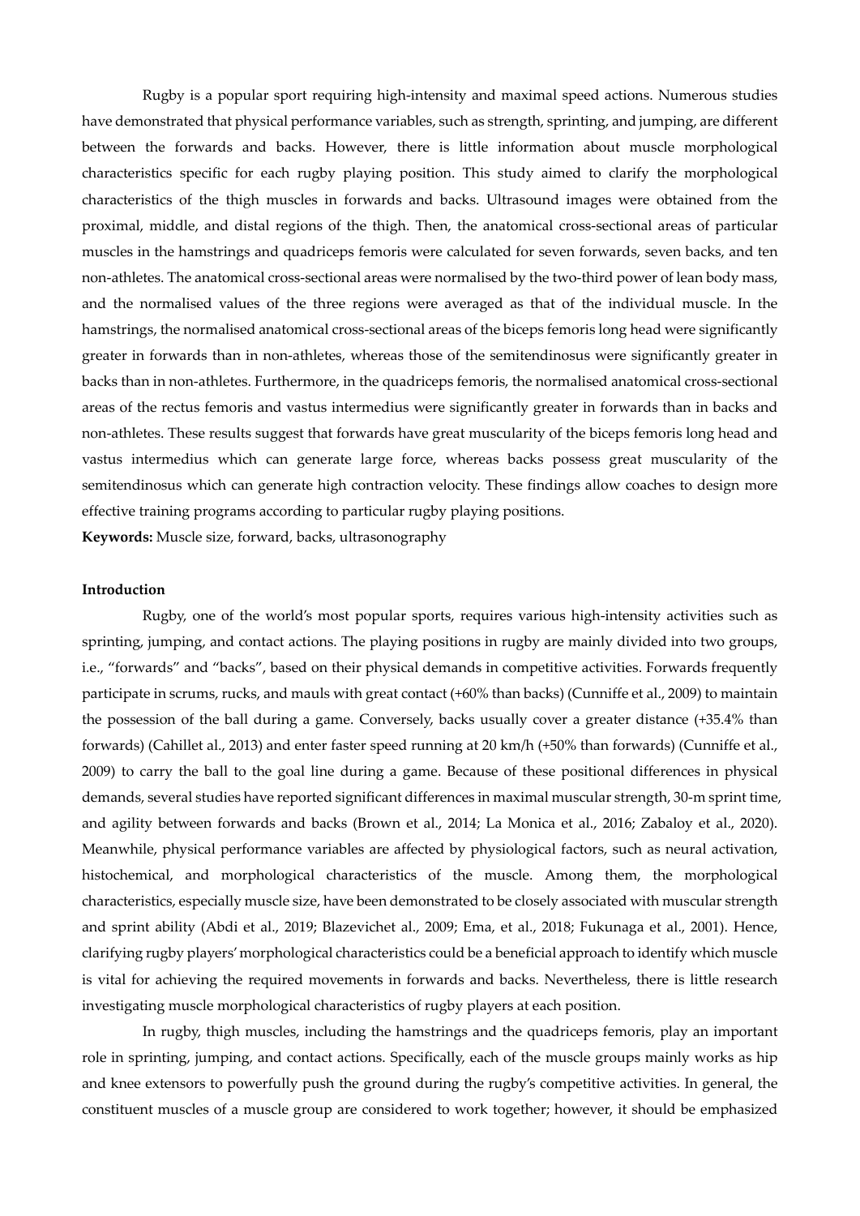Rugby is a popular sport requiring high-intensity and maximal speed actions. Numerous studies have demonstrated that physical performance variables, such as strength, sprinting, and jumping, are different between the forwards and backs. However, there is little information about muscle morphological characteristics specific for each rugby playing position. This study aimed to clarify the morphological characteristics of the thigh muscles in forwards and backs. Ultrasound images were obtained from the proximal, middle, and distal regions of the thigh. Then, the anatomical cross-sectional areas of particular muscles in the hamstrings and quadriceps femoris were calculated for seven forwards, seven backs, and ten non-athletes. The anatomical cross-sectional areas were normalised by the two-third power of lean body mass, and the normalised values of the three regions were averaged as that of the individual muscle. In the hamstrings, the normalised anatomical cross-sectional areas of the biceps femoris long head were significantly greater in forwards than in non-athletes, whereas those of the semitendinosus were significantly greater in backs than in non-athletes. Furthermore, in the quadriceps femoris, the normalised anatomical cross-sectional areas of the rectus femoris and vastus intermedius were significantly greater in forwards than in backs and non-athletes. These results suggest that forwards have great muscularity of the biceps femoris long head and vastus intermedius which can generate large force, whereas backs possess great muscularity of the semitendinosus which can generate high contraction velocity. These findings allow coaches to design more effective training programs according to particular rugby playing positions.

**Keywords:** Muscle size, forward, backs, ultrasonography

**Introduction**

Rugby, one of the world's most popular sports, requires various high-intensity activities such as sprinting, jumping, and contact actions. The playing positions in rugby are mainly divided into two groups, i.e., "forwards" and "backs", based on their physical demands in competitive activities. Forwards frequently participate in scrums, rucks, and mauls with great contact (+60% than backs) (Cunniffe et al., 2009) to maintain the possession of the ball during a game. Conversely, backs usually cover a greater distance (+35.4% than forwards) (Cahillet al., 2013) and enter faster speed running at 20 km/h (+50% than forwards) (Cunniffe et al., 2009) to carry the ball to the goal line during a game. Because of these positional differences in physical demands, several studies have reported significant differences in maximal muscular strength, 30-m sprint time, and agility between forwards and backs (Brown et al., 2014; La Monica et al., 2016; Zabaloy et al., 2020). Meanwhile, physical performance variables are affected by physiological factors, such as neural activation, histochemical, and morphological characteristics of the muscle. Among them, the morphological characteristics, especially muscle size, have been demonstrated to be closely associated with muscular strength and sprint ability (Abdi et al., 2019; Blazevichet al., 2009; Ema, et al., 2018; Fukunaga et al., 2001). Hence, clarifying rugby players' morphological characteristics could be a beneficial approach to identify which muscle is vital for achieving the required movements in forwards and backs. Nevertheless, there is little research investigating muscle morphological characteristics of rugby players at each position.

In rugby, thigh muscles, including the hamstrings and the quadriceps femoris, play an important role in sprinting, jumping, and contact actions. Specifically, each of the muscle groups mainly works as hip and knee extensors to powerfully push the ground during the rugby's competitive activities. In general, the constituent muscles of a muscle group are considered to work together; however, it should be emphasized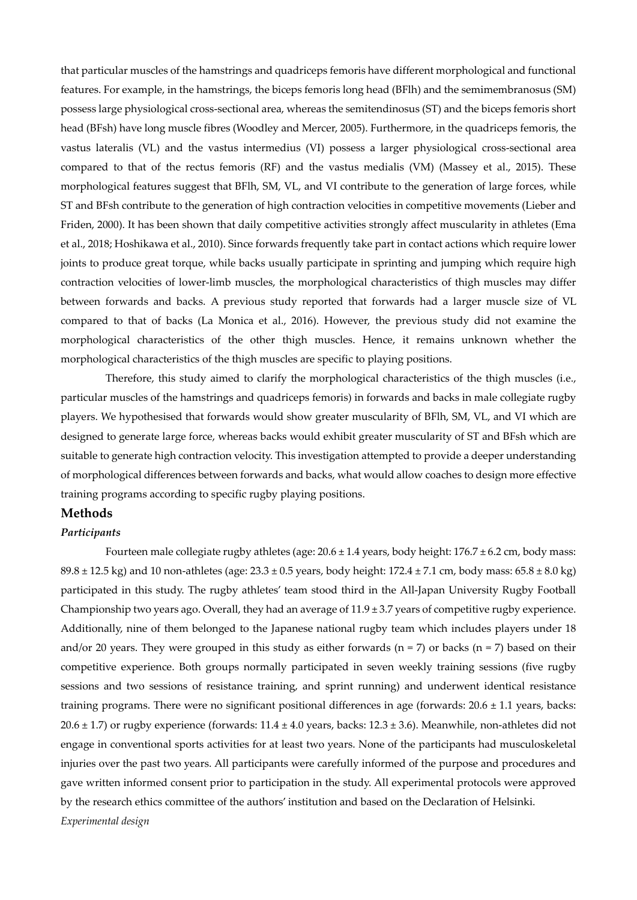that particular muscles of the hamstrings and quadriceps femoris have different morphological and functional features. For example, in the hamstrings, the biceps femoris long head (BFlh) and the semimembranosus (SM) possess large physiological cross-sectional area, whereas the semitendinosus (ST) and the biceps femoris short head (BFsh) have long muscle fibres (Woodley and Mercer, 2005). Furthermore, in the quadriceps femoris, the vastus lateralis (VL) and the vastus intermedius (VI) possess a larger physiological cross-sectional area compared to that of the rectus femoris (RF) and the vastus medialis (VM) (Massey et al., 2015). These morphological features suggest that BFlh, SM, VL, and VI contribute to the generation of large forces, while ST and BFsh contribute to the generation of high contraction velocities in competitive movements (Lieber and Friden, 2000). It has been shown that daily competitive activities strongly affect muscularity in athletes (Ema et al., 2018; Hoshikawa et al., 2010). Since forwards frequently take part in contact actions which require lower joints to produce great torque, while backs usually participate in sprinting and jumping which require high contraction velocities of lower-limb muscles, the morphological characteristics of thigh muscles may differ between forwards and backs. A previous study reported that forwards had a larger muscle size of VL compared to that of backs (La Monica et al., 2016). However, the previous study did not examine the morphological characteristics of the other thigh muscles. Hence, it remains unknown whether the morphological characteristics of the thigh muscles are specific to playing positions.

Therefore, this study aimed to clarify the morphological characteristics of the thigh muscles (i.e., particular muscles of the hamstrings and quadriceps femoris) in forwards and backs in male collegiate rugby players. We hypothesised that forwards would show greater muscularity of BFlh, SM, VL, and VI which are designed to generate large force, whereas backs would exhibit greater muscularity of ST and BFsh which are suitable to generate high contraction velocity. This investigation attempted to provide a deeper understanding of morphological differences between forwards and backs, what would allow coaches to design more effective training programs according to specific rugby playing positions.

## Methods

### *Participants*

Fourteen male collegiate rugby athletes (age: 20.6 ± 1.4 years, body height: 176.7 ± 6.2 cm, body mass: 89.8 ± 12.5 kg) and 10 non-athletes (age: 23.3 ± 0.5 years, body height: 172.4 ± 7.1 cm, body mass: 65.8 ± 8.0 kg) participated in this study. The rugby athletes' team stood third in the All-Japan University Rugby Football Championship two years ago. Overall, they had an average of 11.9 ± 3.7 years of competitive rugby experience. Additionally, nine of them belonged to the Japanese national rugby team which includes players under 18 and/or 20 years. They were grouped in this study as either forwards (n = 7) or backs (n = 7) based on their competitive experience. Both groups normally participated in seven weekly training sessions (five rugby sessions and two sessions of resistance training, and sprint running) and underwent identical resistance training programs. There were no significant positional differences in age (forwards: 20.6 ± 1.1 years, backs: 20.6 ± 1.7) or rugby experience (forwards: 11.4 ± 4.0 years, backs: 12.3 ± 3.6). Meanwhile, non-athletes did not engage in conventional sports activities for at least two years. None of the participants had musculoskeletal injuries over the past two years. All participants were carefully informed of the purpose and procedures and gave written informed consent prior to participation in the study. All experimental protocols were approved by the research ethics committee of the authors' institution and based on the Declaration of Helsinki.

*Experimental design*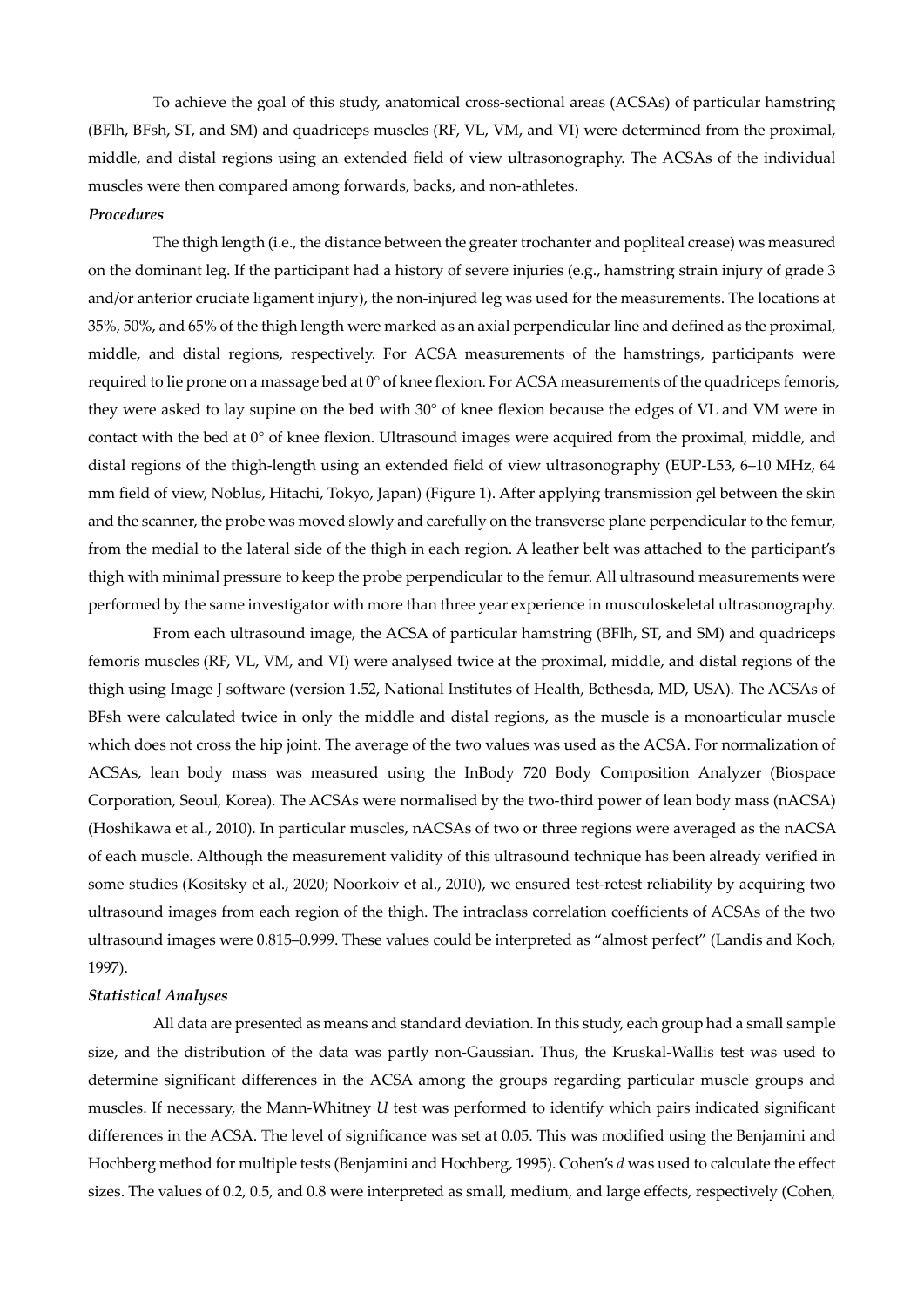To achieve the goal of this study, anatomical cross-sectional areas (ACSAs) of particular hamstring (BFlh, BFsh, ST, and SM) and quadriceps muscles (RF, VL, VM, and VI) were determined from the proximal, middle, and distal regions using an extended field of view ultrasonography. The ACSAs of the individual muscles were then compared among forwards, backs, and non-athletes.

### *Procedures*

The thigh length (i.e., the distance between the greater trochanter and popliteal crease) was measured on the dominant leg. If the participant had a history of severe injuries (e.g., hamstring strain injury of grade 3 and/or anterior cruciate ligament injury), the non-injured leg was used for the measurements. The locations at 35%, 50%, and 65% of the thigh length were marked as an axial perpendicular line and defined as the proximal, middle, and distal regions, respectively. For ACSA measurements of the hamstrings, participants were required to lie prone on a massage bed at 0° of knee flexion. For ACSA measurements of the quadriceps femoris, they were asked to lay supine on the bed with 30° of knee flexion because the edges of VL and VM were in contact with the bed at 0° of knee flexion. Ultrasound images were acquired from the proximal, middle, and distal regions of the thigh-length using an extended field of view ultrasonography (EUP-L53, 6–10 MHz, 64 mm field of view, Noblus, Hitachi, Tokyo, Japan) (Figure 1). After applying transmission gel between the skin and the scanner, the probe was moved slowly and carefully on the transverse plane perpendicular to the femur, from the medial to the lateral side of the thigh in each region. A leather belt was attached to the participant's thigh with minimal pressure to keep the probe perpendicular to the femur. All ultrasound measurements were performed by the same investigator with more than three year experience in musculoskeletal ultrasonography.

From each ultrasound image, the ACSA of particular hamstring (BFlh, ST, and SM) and quadriceps femoris muscles (RF, VL, VM, and VI) were analysed twice at the proximal, middle, and distal regions of the thigh using Image J software (version 1.52, National Institutes of Health, Bethesda, MD, USA). The ACSAs of BFsh were calculated twice in only the middle and distal regions, as the muscle is a monoarticular muscle which does not cross the hip joint. The average of the two values was used as the ACSA. For normalization of ACSAs, lean body mass was measured using the InBody 720 Body Composition Analyzer (Biospace Corporation, Seoul, Korea). The ACSAs were normalised by the two-third power of lean body mass (nACSA) (Hoshikawa et al., 2010). In particular muscles, nACSAs of two or three regions were averaged as the nACSA of each muscle. Although the measurement validity of this ultrasound technique has been already verified in some studies (Kositsky et al., 2020; Noorkoiv et al., 2010), we ensured test-retest reliability by acquiring two ultrasound images from each region of the thigh. The intraclass correlation coefficients of ACSAs of the two ultrasound images were 0.815–0.999. These values could be interpreted as "almost perfect" (Landis and Koch, 1997).

### *Statistical Analyses*

All data are presented as means and standard deviation. In this study, each group had a small sample size, and the distribution of the data was partly non-Gaussian. Thus, the Kruskal-Wallis test was used to determine significant differences in the ACSA among the groups regarding particular muscle groups and muscles. If necessary, the Mann-Whitney $U$ test was performed to identify which pairs indicated significant differences in the ACSA. The level of significance was set at 0.05. This was modified using the Benjamini and Hochberg method for multiple tests (Benjamini and Hochberg, 1995). Cohen's $d$ was used to calculate the effect sizes. The values of 0.2, 0.5, and 0.8 were interpreted as small, medium, and large effects, respectively (Cohen,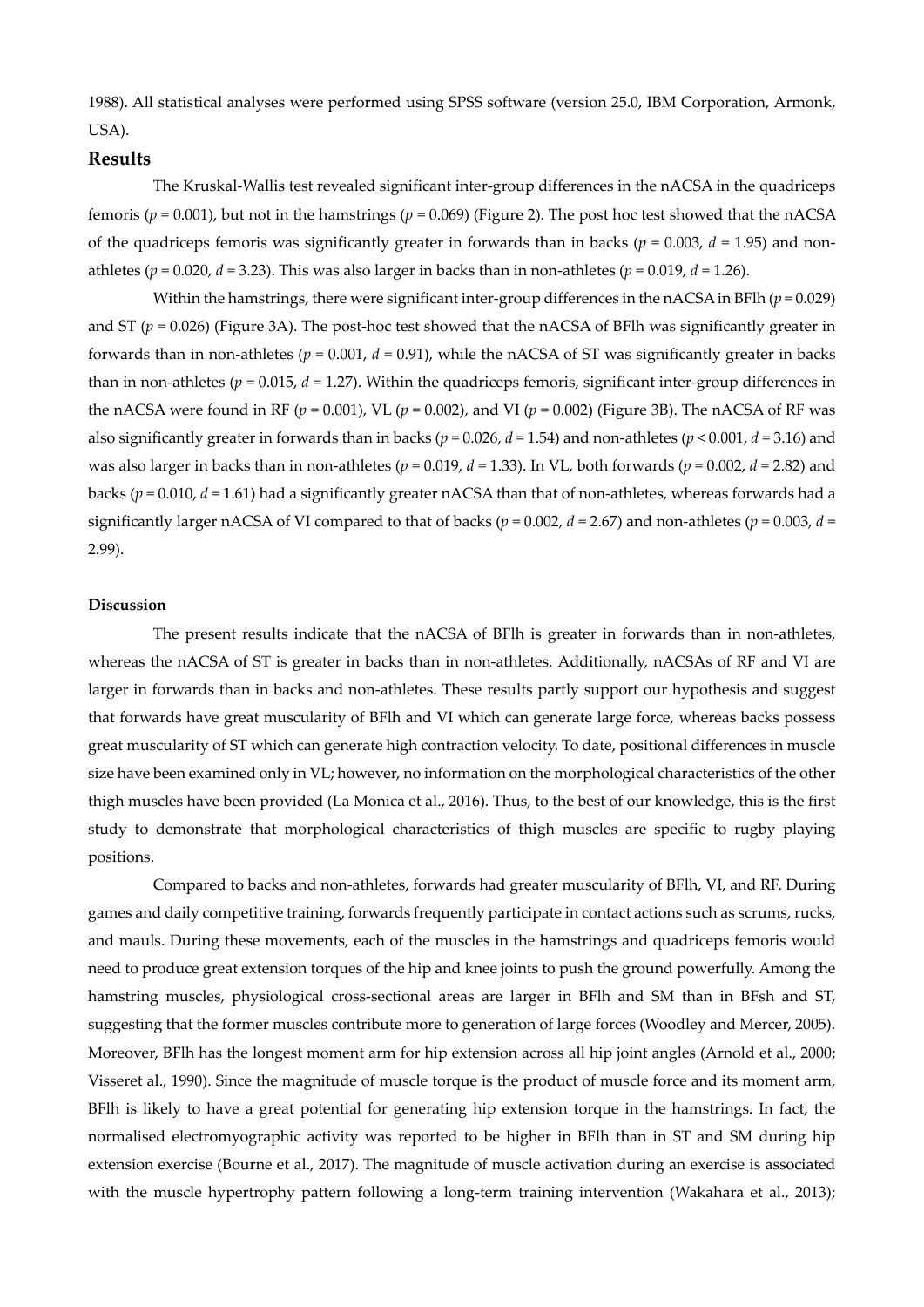1988). All statistical analyses were performed using SPSS software (version 25.0, IBM Corporation, Armonk, USA).

## Results

The Kruskal-Wallis test revealed significant inter-group differences in the nACSA in the quadriceps femoris ($p$ = 0.001), but not in the hamstrings ($p$ = 0.069) (Figure 2). The post hoc test showed that the nACSA of the quadriceps femoris was significantly greater in forwards than in backs ($p$ = 0.003, $d$ = 1.95) and non-athletes ($p$ = 0.020, $d$ = 3.23). This was also larger in backs than in non-athletes ($p$ = 0.019, $d$ = 1.26).

Within the hamstrings, there were significant inter-group differences in the nACSA in BFlh ($p$ = 0.029) and ST ($p$ = 0.026) (Figure 3A). The post-hoc test showed that the nACSA of BFlh was significantly greater in forwards than in non-athletes ($p$ = 0.001, $d$ = 0.91), while the nACSA of ST was significantly greater in backs than in non-athletes ($p$ = 0.015, $d$ = 1.27). Within the quadriceps femoris, significant inter-group differences in the nACSA were found in RF ($p$ = 0.001), VL ($p$ = 0.002), and VI ($p$ = 0.002) (Figure 3B). The nACSA of RF was also significantly greater in forwards than in backs ($p$ = 0.026, $d$ = 1.54) and non-athletes ($p$ < 0.001, $d$ = 3.16) and was also larger in backs than in non-athletes ($p$ = 0.019, $d$ = 1.33). In VL, both forwards ($p$ = 0.002, $d$ = 2.82) and backs ($p$ = 0.010, $d$ = 1.61) had a significantly greater nACSA than that of non-athletes, whereas forwards had a significantly larger nACSA of VI compared to that of backs ($p$ = 0.002, $d$ = 2.67) and non-athletes ($p$ = 0.003, $d$ = 2.99).

## Discussion

The present results indicate that the nACSA of BFlh is greater in forwards than in non-athletes, whereas the nACSA of ST is greater in backs than in non-athletes. Additionally, nACSAs of RF and VI are larger in forwards than in backs and non-athletes. These results partly support our hypothesis and suggest that forwards have great muscularity of BFlh and VI which can generate large force, whereas backs possess great muscularity of ST which can generate high contraction velocity. To date, positional differences in muscle size have been examined only in VL; however, no information on the morphological characteristics of the other thigh muscles have been provided (La Monica et al., 2016). Thus, to the best of our knowledge, this is the first study to demonstrate that morphological characteristics of thigh muscles are specific to rugby playing positions.

Compared to backs and non-athletes, forwards had greater muscularity of BFlh, VI, and RF. During games and daily competitive training, forwards frequently participate in contact actions such as scrums, rucks, and mauls. During these movements, each of the muscles in the hamstrings and quadriceps femoris would need to produce great extension torques of the hip and knee joints to push the ground powerfully. Among the hamstring muscles, physiological cross-sectional areas are larger in BFlh and SM than in BFsh and ST, suggesting that the former muscles contribute more to generation of large forces (Woodley and Mercer, 2005). Moreover, BFlh has the longest moment arm for hip extension across all hip joint angles (Arnold et al., 2000; Visseret al., 1990). Since the magnitude of muscle torque is the product of muscle force and its moment arm, BFlh is likely to have a great potential for generating hip extension torque in the hamstrings. In fact, the normalised electromyographic activity was reported to be higher in BFlh than in ST and SM during hip extension exercise (Bourne et al., 2017). The magnitude of muscle activation during an exercise is associated with the muscle hypertrophy pattern following a long-term training intervention (Wakahara et al., 2013);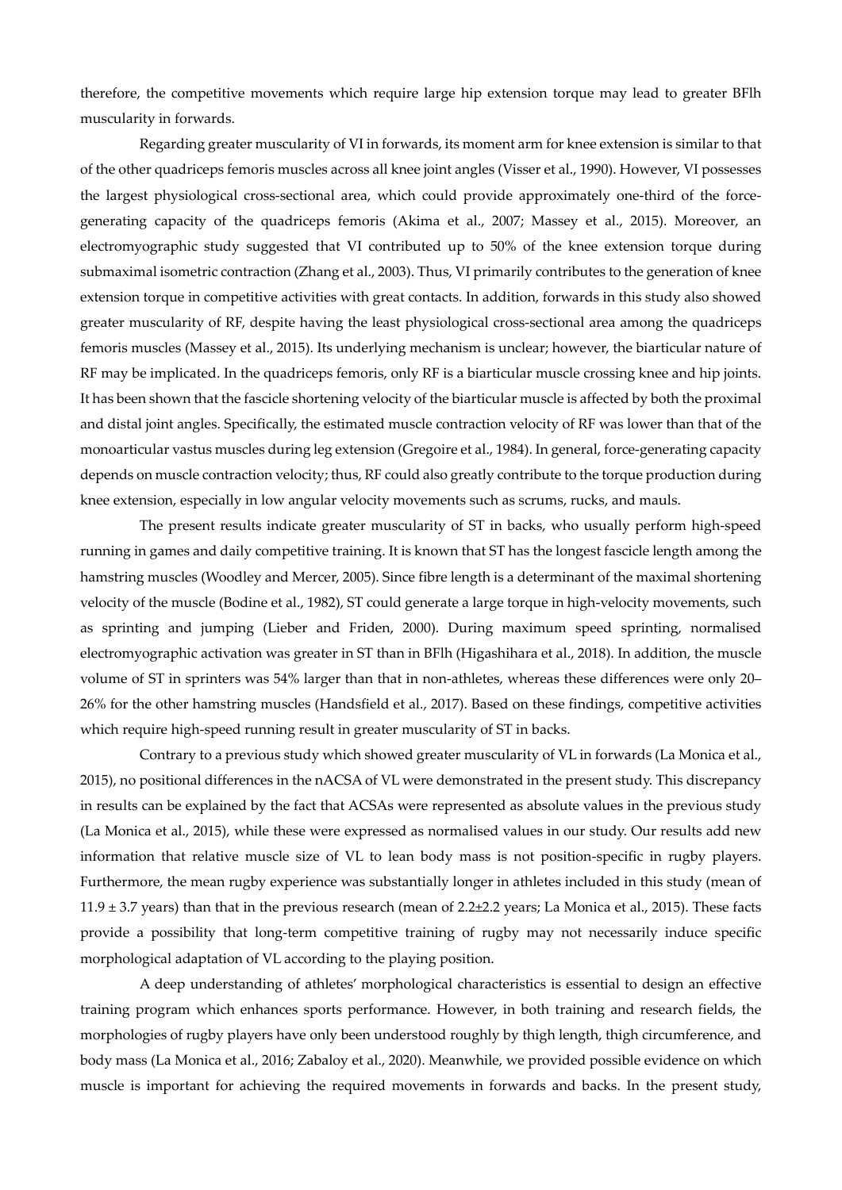therefore, the competitive movements which require large hip extension torque may lead to greater BFlh muscularity in forwards.

Regarding greater muscularity of VI in forwards, its moment arm for knee extension is similar to that of the other quadriceps femoris muscles across all knee joint angles (Visser et al., 1990). However, VI possesses the largest physiological cross-sectional area, which could provide approximately one-third of the force-generating capacity of the quadriceps femoris (Akima et al., 2007; Massey et al., 2015). Moreover, an electromyographic study suggested that VI contributed up to 50% of the knee extension torque during submaximal isometric contraction (Zhang et al., 2003). Thus, VI primarily contributes to the generation of knee extension torque in competitive activities with great contacts. In addition, forwards in this study also showed greater muscularity of RF, despite having the least physiological cross-sectional area among the quadriceps femoris muscles (Massey et al., 2015). Its underlying mechanism is unclear; however, the biarticular nature of RF may be implicated. In the quadriceps femoris, only RF is a biarticular muscle crossing knee and hip joints. It has been shown that the fascicle shortening velocity of the biarticular muscle is affected by both the proximal and distal joint angles. Specifically, the estimated muscle contraction velocity of RF was lower than that of the monoarticular vastus muscles during leg extension (Gregoire et al., 1984). In general, force-generating capacity depends on muscle contraction velocity; thus, RF could also greatly contribute to the torque production during knee extension, especially in low angular velocity movements such as scrums, rucks, and mauls.

The present results indicate greater muscularity of ST in backs, who usually perform high-speed running in games and daily competitive training. It is known that ST has the longest fascicle length among the hamstring muscles (Woodley and Mercer, 2005). Since fibre length is a determinant of the maximal shortening velocity of the muscle (Bodine et al., 1982), ST could generate a large torque in high-velocity movements, such as sprinting and jumping (Lieber and Friden, 2000). During maximum speed sprinting, normalised electromyographic activation was greater in ST than in BFlh (Higashihara et al., 2018). In addition, the muscle volume of ST in sprinters was 54% larger than that in non-athletes, whereas these differences were only 20–26% for the other hamstring muscles (Handsfield et al., 2017). Based on these findings, competitive activities which require high-speed running result in greater muscularity of ST in backs.

Contrary to a previous study which showed greater muscularity of VL in forwards (La Monica et al., 2015), no positional differences in the nACSA of VL were demonstrated in the present study. This discrepancy in results can be explained by the fact that ACSAs were represented as absolute values in the previous study (La Monica et al., 2015), while these were expressed as normalised values in our study. Our results add new information that relative muscle size of VL to lean body mass is not position-specific in rugby players. Furthermore, the mean rugby experience was substantially longer in athletes included in this study (mean of $11.9 \pm 3.7$ years) than that in the previous research (mean of $2.2 \pm 2.2$ years; La Monica et al., 2015). These facts provide a possibility that long-term competitive training of rugby may not necessarily induce specific morphological adaptation of VL according to the playing position.

A deep understanding of athletes' morphological characteristics is essential to design an effective training program which enhances sports performance. However, in both training and research fields, the morphologies of rugby players have only been understood roughly by thigh length, thigh circumference, and body mass (La Monica et al., 2016; Zabaloy et al., 2020). Meanwhile, we provided possible evidence on which muscle is important for achieving the required movements in forwards and backs. In the present study,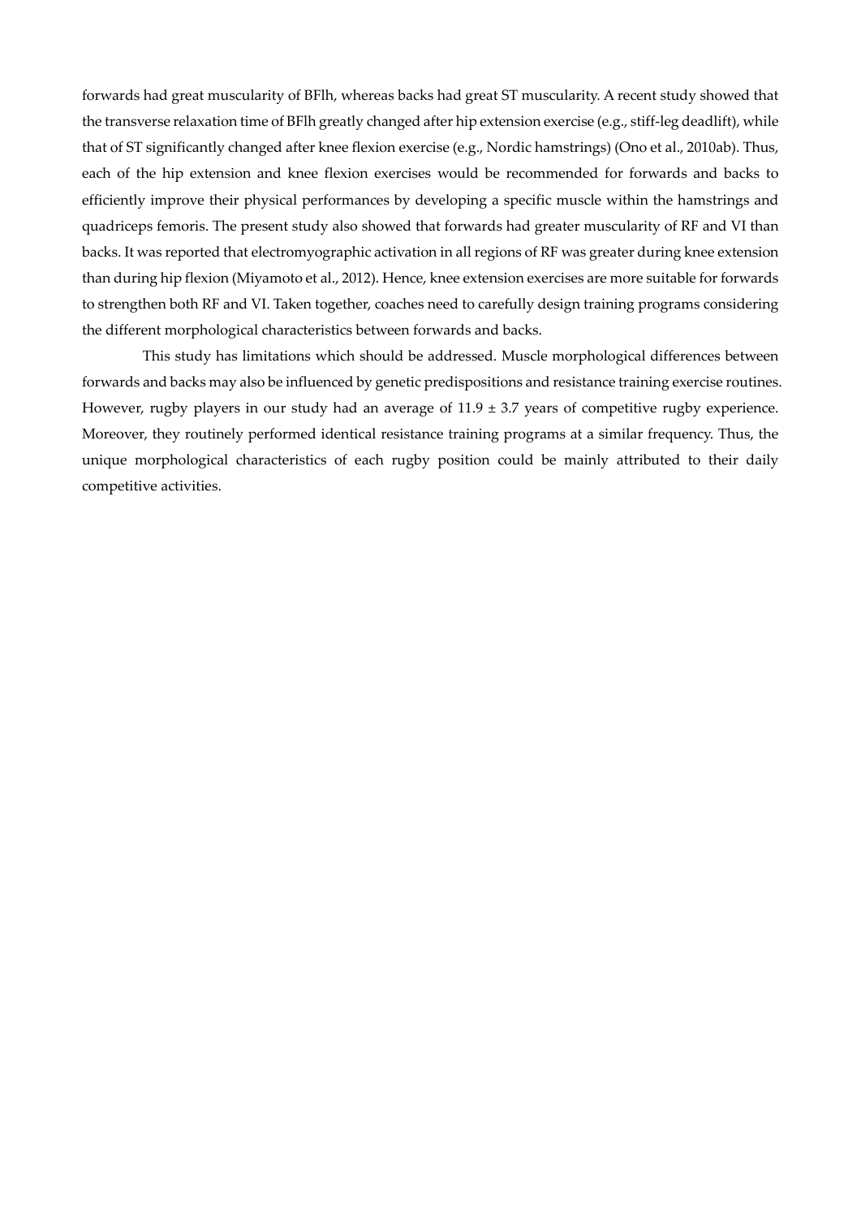forwards had great muscularity of BFlh, whereas backs had great ST muscularity. A recent study showed that the transverse relaxation time of BFlh greatly changed after hip extension exercise (e.g., stiff-leg deadlift), while that of ST significantly changed after knee flexion exercise (e.g., Nordic hamstrings) (Ono et al., 2010ab). Thus, each of the hip extension and knee flexion exercises would be recommended for forwards and backs to efficiently improve their physical performances by developing a specific muscle within the hamstrings and quadriceps femoris. The present study also showed that forwards had greater muscularity of RF and VI than backs. It was reported that electromyographic activation in all regions of RF was greater during knee extension than during hip flexion (Miyamoto et al., 2012). Hence, knee extension exercises are more suitable for forwards to strengthen both RF and VI. Taken together, coaches need to carefully design training programs considering the different morphological characteristics between forwards and backs.

This study has limitations which should be addressed. Muscle morphological differences between forwards and backs may also be influenced by genetic predispositions and resistance training exercise routines. However, rugby players in our study had an average of $11.9 \pm 3.7$ years of competitive rugby experience. Moreover, they routinely performed identical resistance training programs at a similar frequency. Thus, the unique morphological characteristics of each rugby position could be mainly attributed to their daily competitive activities.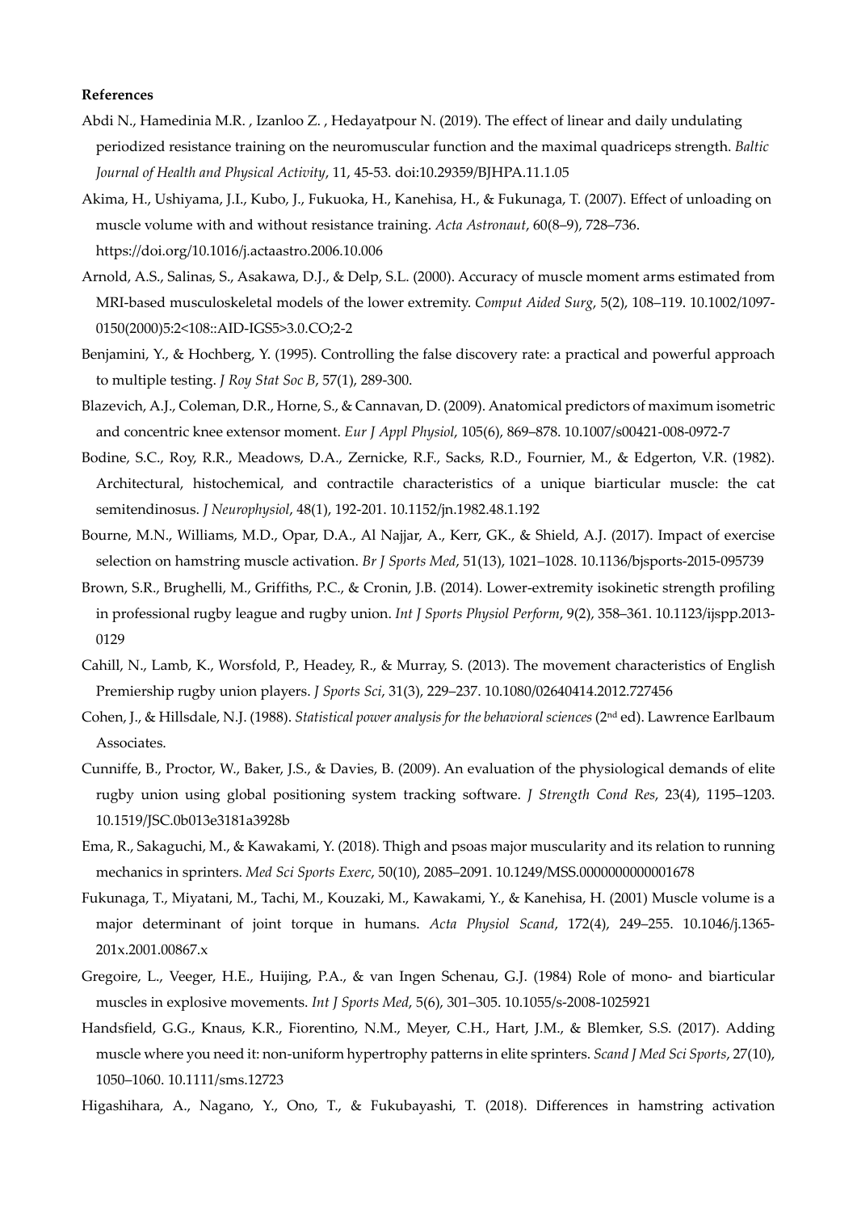**References**

Abdi N., Hamedinia M.R. , Izanloo Z. , Hedayatpour N. (2019). The effect of linear and daily undulating periodized resistance training on the neuromuscular function and the maximal quadriceps strength. *Baltic Journal of Health and Physical Activity*, 11, 45-53. doi:10.29359/BJHPA.11.1.05

Akima, H., Ushiyama, J.I., Kubo, J., Fukuoka, H., Kanehisa, H., & Fukunaga, T. (2007). Effect of unloading on muscle volume with and without resistance training. *Acta Astronaut*, 60(8–9), 728–736. https://doi.org/10.1016/j.actaastro.2006.10.006

Arnold, A.S., Salinas, S., Asakawa, D.J., & Delp, S.L. (2000). Accuracy of muscle moment arms estimated from MRI-based musculoskeletal models of the lower extremity. *Comput Aided Surg*, 5(2), 108–119. 10.1002/1097-0150(2000)5:2<108::AID-IGS5>3.0.CO;2-2

Benjamini, Y., & Hochberg, Y. (1995). Controlling the false discovery rate: a practical and powerful approach to multiple testing. *J Roy Stat Soc B*, 57(1), 289-300.

Blazevich, A.J., Coleman, D.R., Horne, S., & Cannavan, D. (2009). Anatomical predictors of maximum isometric and concentric knee extensor moment. *Eur J Appl Physiol*, 105(6), 869–878. 10.1007/s00421-008-0972-7

Bodine, S.C., Roy, R.R., Meadows, D.A., Zernicke, R.F., Sacks, R.D., Fournier, M., & Edgerton, V.R. (1982). Architectural, histochemical, and contractile characteristics of a unique biarticular muscle: the cat semitendinosus. *J Neurophysiol*, 48(1), 192-201. 10.1152/jn.1982.48.1.192

Bourne, M.N., Williams, M.D., Opar, D.A., Al Najjar, A., Kerr, GK., & Shield, A.J. (2017). Impact of exercise selection on hamstring muscle activation. *Br J Sports Med*, 51(13), 1021–1028. 10.1136/bjsports-2015-095739

Brown, S.R., Brughelli, M., Griffiths, P.C., & Cronin, J.B. (2014). Lower-extremity isokinetic strength profiling in professional rugby league and rugby union. *Int J Sports Physiol Perform*, 9(2), 358–361. 10.1123/ijspp.2013-0129

Cahill, N., Lamb, K., Worsfold, P., Headey, R., & Murray, S. (2013). The movement characteristics of English Premiership rugby union players. *J Sports Sci*, 31(3), 229–237. 10.1080/02640414.2012.727456

Cohen, J., & Hillsdale, N.J. (1988). *Statistical power analysis for the behavioral sciences* (2nd ed). Lawrence Earlbaum Associates.

Cunniffe, B., Proctor, W., Baker, J.S., & Davies, B. (2009). An evaluation of the physiological demands of elite rugby union using global positioning system tracking software. *J Strength Cond Res*, 23(4), 1195–1203. 10.1519/JSC.0b013e3181a3928b

Ema, R., Sakaguchi, M., & Kawakami, Y. (2018). Thigh and psoas major muscularity and its relation to running mechanics in sprinters. *Med Sci Sports Exerc*, 50(10), 2085–2091. 10.1249/MSS.0000000000001678

Fukunaga, T., Miyatani, M., Tachi, M., Kouzaki, M., Kawakami, Y., & Kanehisa, H. (2001) Muscle volume is a major determinant of joint torque in humans. *Acta Physiol Scand*, 172(4), 249–255. 10.1046/j.1365-201x.2001.00867.x

Gregoire, L., Veeger, H.E., Huijing, P.A., & van Ingen Schenau, G.J. (1984) Role of mono- and biarticular muscles in explosive movements. *Int J Sports Med*, 5(6), 301–305. 10.1055/s-2008-1025921

Handsfield, G.G., Knaus, K.R., Fiorentino, N.M., Meyer, C.H., Hart, J.M., & Blemker, S.S. (2017). Adding muscle where you need it: non-uniform hypertrophy patterns in elite sprinters. *Scand J Med Sci Sports*, 27(10), 1050–1060. 10.1111/sms.12723

Higashihara, A., Nagano, Y., Ono, T., & Fukubayashi, T. (2018). Differences in hamstring activation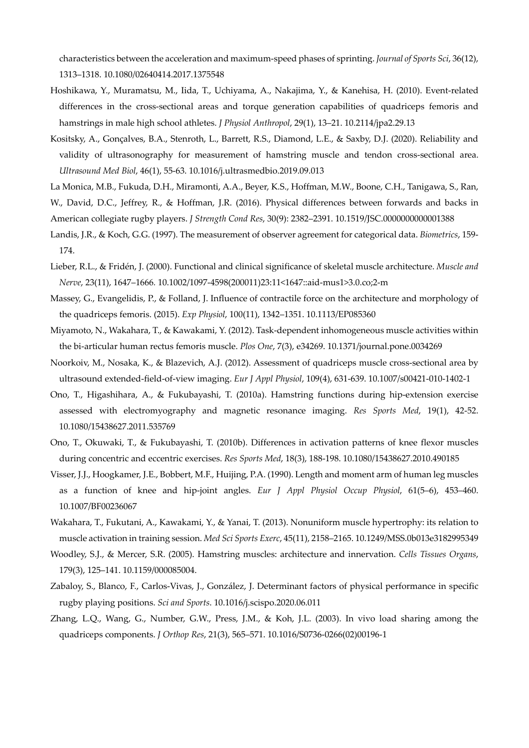characteristics between the acceleration and maximum-speed phases of sprinting. *Journal of Sports Sci*, 36(12), 1313–1318. 10.1080/02640414.2017.1375548

Hoshikawa, Y., Muramatsu, M., Iida, T., Uchiyama, A., Nakajima, Y., & Kanehisa, H. (2010). Event-related differences in the cross-sectional areas and torque generation capabilities of quadriceps femoris and hamstrings in male high school athletes. *J Physiol Anthropol*, 29(1), 13–21. 10.2114/jpa2.29.13

Kositsky, A., Gonçalves, B.A., Stenroth, L., Barrett, R.S., Diamond, L.E., & Saxby, D.J. (2020). Reliability and validity of ultrasonography for measurement of hamstring muscle and tendon cross-sectional area. *Ultrasound Med Biol*, 46(1), 55-63. 10.1016/j.ultrasmedbio.2019.09.013

La Monica, M.B., Fukuda, D.H., Miramonti, A.A., Beyer, K.S., Hoffman, M.W., Boone, C.H., Tanigawa, S., Ran, W., David, D.C., Jeffrey, R., & Hoffman, J.R. (2016). Physical differences between forwards and backs in American collegiate rugby players. *J Strength Cond Res*, 30(9): 2382–2391. 10.1519/JSC.0000000000001388

Landis, J.R., & Koch, G.G. (1997). The measurement of observer agreement for categorical data. *Biometrics*, 159-174.

Lieber, R.L., & Fridén, J. (2000). Functional and clinical significance of skeletal muscle architecture. *Muscle and Nerve*, 23(11), 1647–1666. 10.1002/1097-4598(200011)23:11<1647::aid-mus1>3.0.co;2-m

Massey, G., Evangelidis, P., & Folland, J. Influence of contractile force on the architecture and morphology of the quadriceps femoris. (2015). *Exp Physiol*, 100(11), 1342–1351. 10.1113/EP085360

Miyamoto, N., Wakahara, T., & Kawakami, Y. (2012). Task-dependent inhomogeneous muscle activities within the bi-articular human rectus femoris muscle. *Plos One*, 7(3), e34269. 10.1371/journal.pone.0034269

Noorkoiv, M., Nosaka, K., & Blazevich, A.J. (2012). Assessment of quadriceps muscle cross-sectional area by ultrasound extended-field-of-view imaging. *Eur J Appl Physiol*, 109(4), 631-639. 10.1007/s00421-010-1402-1

Ono, T., Higashihara, A., & Fukubayashi, T. (2010a). Hamstring functions during hip-extension exercise assessed with electromyography and magnetic resonance imaging. *Res Sports Med*, 19(1), 42-52. 10.1080/15438627.2011.535769

Ono, T., Okuwaki, T., & Fukubayashi, T. (2010b). Differences in activation patterns of knee flexor muscles during concentric and eccentric exercises. *Res Sports Med*, 18(3), 188-198. 10.1080/15438627.2010.490185

Visser, J.J., Hoogkamer, J.E., Bobbert, M.F., Huijing, P.A. (1990). Length and moment arm of human leg muscles as a function of knee and hip-joint angles. *Eur J Appl Physiol Occup Physiol*, 61(5–6), 453–460. 10.1007/BF00236067

Wakahara, T., Fukutani, A., Kawakami, Y., & Yanai, T. (2013). Nonuniform muscle hypertrophy: its relation to muscle activation in training session. *Med Sci Sports Exerc*, 45(11), 2158–2165. 10.1249/MSS.0b013e3182995349

Woodley, S.J., & Mercer, S.R. (2005). Hamstring muscles: architecture and innervation. *Cells Tissues Organs*, 179(3), 125–141. 10.1159/000085004.

Zabaloy, S., Blanco, F., Carlos-Vivas, J., González, J. Determinant factors of physical performance in specific rugby playing positions. *Sci and Sports*. 10.1016/j.scispo.2020.06.011

Zhang, L.Q., Wang, G., Number, G.W., Press, J.M., & Koh, J.L. (2003). In vivo load sharing among the quadriceps components. *J Orthop Res*, 21(3), 565–571. 10.1016/S0736-0266(02)00196-1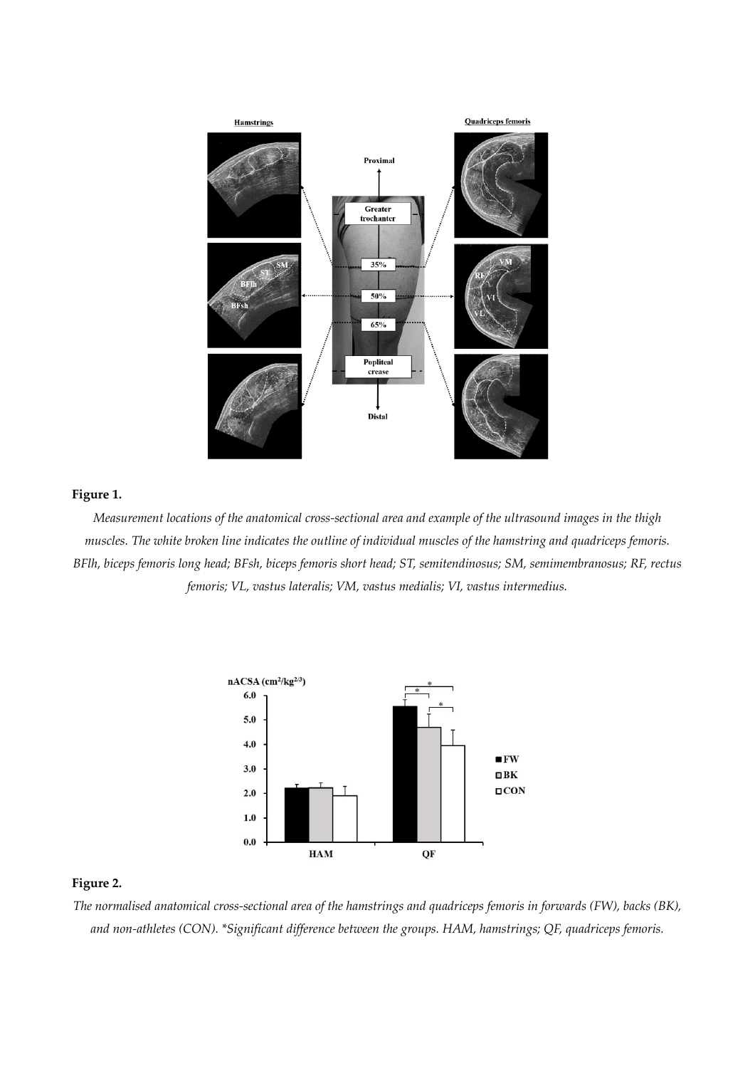**Figure 1.**

*Measurement locations of the anatomical cross-sectional area and example of the ultrasound images in the thigh muscles. The white broken line indicates the outline of individual muscles of the hamstring and quadriceps femoris. BFlh, biceps femoris long head; BFsh, biceps femoris short head; ST, semitendinosus; SM, semimembranosus; RF, rectus femoris; VL, vastus lateralis; VM, vastus medialis; VI, vastus intermedius.*

**Figure 2.**

*The normalised anatomical cross-sectional area of the hamstrings and quadriceps femoris in forwards (FW), backs (BK), and non-athletes (CON). *Significant difference between the groups. HAM, hamstrings; QF, quadriceps femoris.*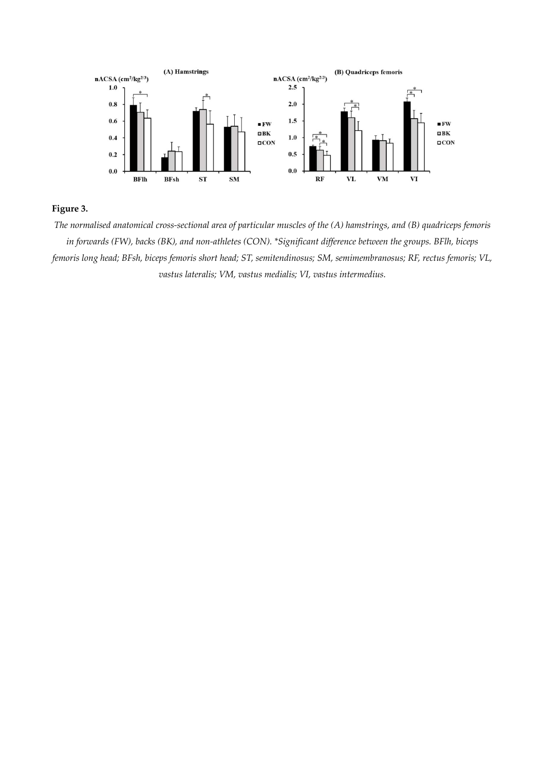(A) Hamstrings

nACSA ($cm^2/kg^{2/3}$)

1.0

0.8

0.6

0.4

0.2

0.0

BFlh BFsh ST SM

■ FW
□ BK
□ CON

(B) Quadriceps femoris

nACSA ($cm^2/kg^{2/3}$)

2.5

2.0

1.5

1.0

0.5

0.0

RF VL VM VI

■ FW
□ BK
□ CON

**Figure 3.**

*The normalised anatomical cross-sectional area of particular muscles of the (A) hamstrings, and (B) quadriceps femoris in forwards (FW), backs (BK), and non-athletes (CON). *Significant difference between the groups. BFlh, biceps femoris long head; BFsh, biceps femoris short head; ST, semitendinosus; SM, semimembranosus; RF, rectus femoris; VL, vastus lateralis; VM, vastus medialis; VI, vastus intermedius.*